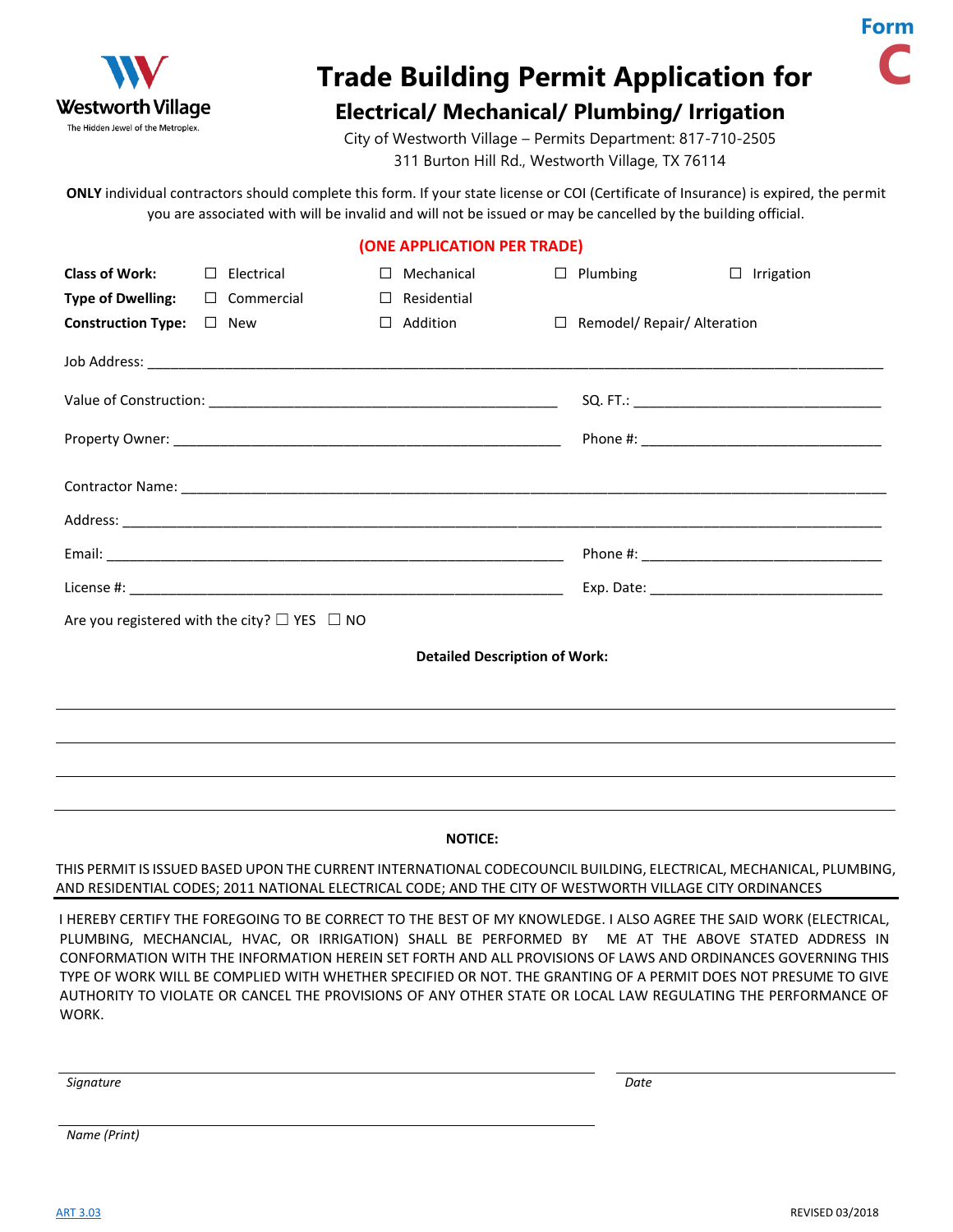Westworth Village
The Hidden Jewel of the Metroplex.

# Trade Building Permit Application for

## Electrical/ Mechanical/ Plumbing/ Irrigation

**Form C**

City of Westworth Village – Permits Department: 817-710-2505
311 Burton Hill Rd., Westworth Village, TX 76114

**ONLY** individual contractors should complete this form. If your state license or COI (Certificate of Insurance) is expired, the permit you are associated with will be invalid and will not be issued or may be cancelled by the building official.

**(ONE APPLICATION PER TRADE)**

**Class of Work:** ☐ Electrical ☐ Mechanical ☐ Plumbing ☐ Irrigation

**Type of Dwelling:** ☐ Commercial ☐ Residential

**Construction Type:** ☐ New ☐ Addition ☐ Remodel/ Repair/ Alteration

Job Address: ______________________________________________

Value of Construction: ______________________ SQ. FT.: ______________________

Property Owner: ______________________ Phone #: ______________________

Contractor Name: ______________________________________________

Address: ______________________________________________

Email: ______________________ Phone #: ______________________

License #: ______________________ Exp. Date: ______________________

Are you registered with the city? ☐ YES ☐ NO

**Detailed Description of Work:**

______________________________________________

______________________________________________

______________________________________________

______________________________________________

**NOTICE:**

THIS PERMIT IS ISSUED BASED UPON THE CURRENT INTERNATIONAL CODECOUNCIL BUILDING, ELECTRICAL, MECHANICAL, PLUMBING, AND RESIDENTIAL CODES; 2011 NATIONAL ELECTRICAL CODE; AND THE CITY OF WESTWORTH VILLAGE CITY ORDINANCES

I HEREBY CERTIFY THE FOREGOING TO BE CORRECT TO THE BEST OF MY KNOWLEDGE. I ALSO AGREE THE SAID WORK (ELECTRICAL, PLUMBING, MECHANCIAL, HVAC, OR IRRIGATION) SHALL BE PERFORMED BY ME AT THE ABOVE STATED ADDRESS IN CONFORMATION WITH THE INFORMATION HEREIN SET FORTH AND ALL PROVISIONS OF LAWS AND ORDINANCES GOVERNING THIS TYPE OF WORK WILL BE COMPLIED WITH WHETHER SPECIFIED OR NOT. THE GRANTING OF A PERMIT DOES NOT PRESUME TO GIVE AUTHORITY TO VIOLATE OR CANCEL THE PROVISIONS OF ANY OTHER STATE OR LOCAL LAW REGULATING THE PERFORMANCE OF WORK.

______________________________________________ ______________________
*Signature* *Date*

______________________________________________
*Name (Print)*

ART 3.03

REVISED 03/2018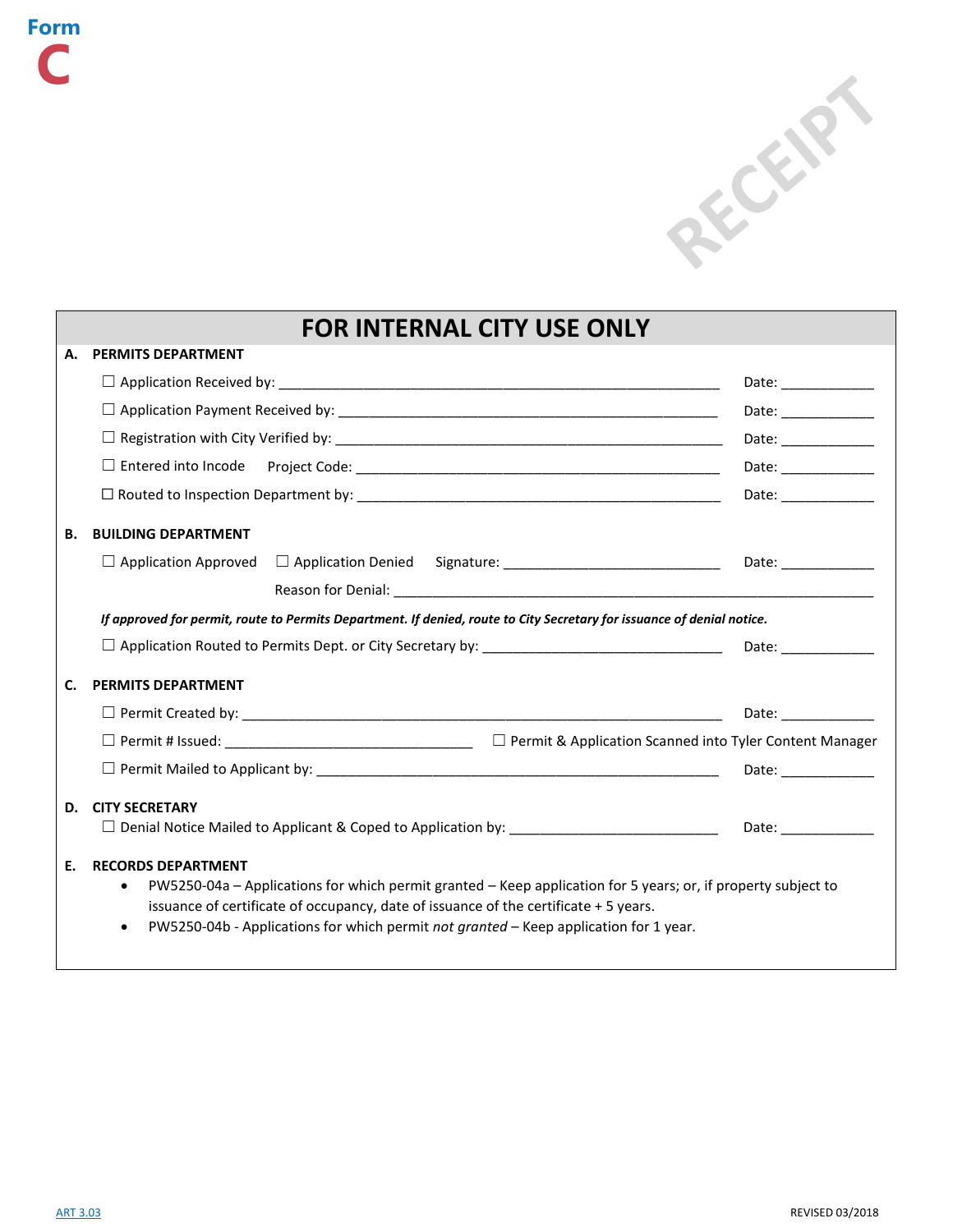Form
C

RECEIPT

## FOR INTERNAL CITY USE ONLY

**A. PERMITS DEPARTMENT**

☐ Application Received by: ______________________________ Date: ____________

☐ Application Payment Received by: ______________________________ Date: ____________

☐ Registration with City Verified by: ______________________________ Date: ____________

☐ Entered into Incode Project Code: ______________________________ Date: ____________

☐ Routed to Inspection Department by: ______________________________ Date: ____________

**B. BUILDING DEPARTMENT**

☐ Application Approved ☐ Application Denied Signature: ____________________________ Date: ____________

Reason for Denial: ______________________________________________

***If approved for permit, route to Permits Department. If denied, route to City Secretary for issuance of denial notice.***

☐ Application Routed to Permits Dept. or City Secretary by: ______________________________ Date: ____________

**C. PERMITS DEPARTMENT**

☐ Permit Created by: ______________________________ Date: ____________

☐ Permit # Issued: ______________________________ ☐ Permit & Application Scanned into Tyler Content Manager

☐ Permit Mailed to Applicant by: ______________________________ Date: ____________

**D. CITY SECRETARY**

☐ Denial Notice Mailed to Applicant & Coped to Application by: ______________________________ Date: ____________

**E. RECORDS DEPARTMENT**

- PW5250-04a – Applications for which permit granted – Keep application for 5 years; or, if property subject to issuance of certificate of occupancy, date of issuance of the certificate + 5 years.
- PW5250-04b - Applications for which permit *not granted* – Keep application for 1 year.

ART 3.03

REVISED 03/2018